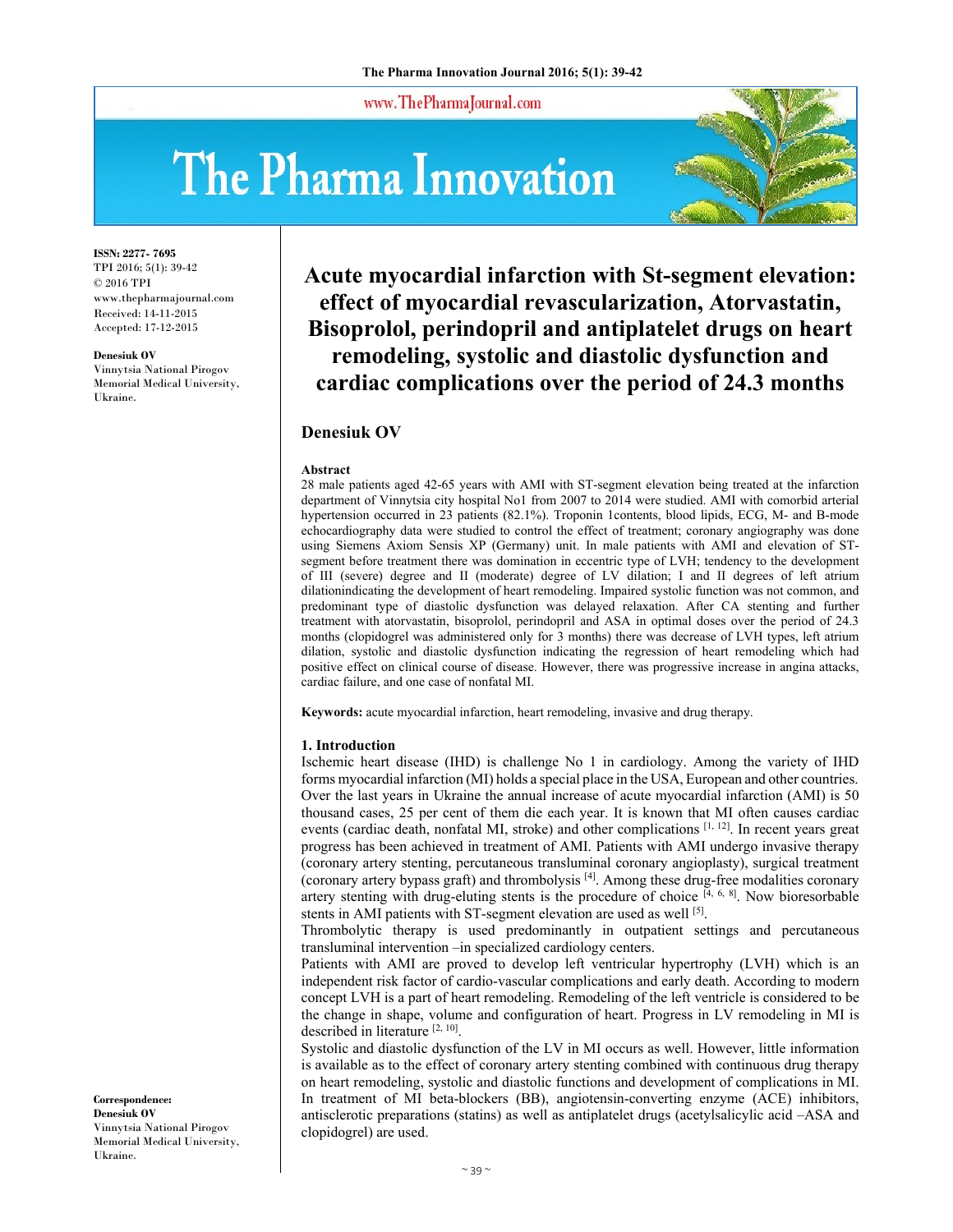# Acute myocardial infarction with St-segment elevation: effect of myocardial revascularization, Atorvastatin, Bisoprolol, perindopril and antiplatelet drugs on heart remodeling, systolic and diastolic dysfunction and cardiac complications over the period of 24.3 months

**Denesiuk OV**

ISSN: 2277- 7695
TPI 2016; 5(1): 39-42
© 2016 TPI
www.thepharmajournal.com
Received: 14-11-2015
Accepted: 17-12-2015

**Denesiuk OV**
Vinnytsia National Pirogov Memorial Medical University, Ukraine.

**Correspondence:**
**Denesiuk OV**
Vinnytsia National Pirogov Memorial Medical University, Ukraine.

### Abstract

28 male patients aged 42-65 years with AMI with ST-segment elevation being treated at the infarction department of Vinnytsia city hospital No1 from 2007 to 2014 were studied. AMI with comorbid arterial hypertension occurred in 23 patients (82.1%). Troponin 1contents, blood lipids, ECG, M- and B-mode echocardiography data were studied to control the effect of treatment; coronary angiography was done using Siemens Axiom Sensis XP (Germany) unit. In male patients with AMI and elevation of ST-segment before treatment there was domination in eccentric type of LVH; tendency to the development of III (severe) degree and II (moderate) degree of LV dilation; I and II degrees of left atrium dilationindicating the development of heart remodeling. Impaired systolic function was not common, and predominant type of diastolic dysfunction was delayed relaxation. After CA stenting and further treatment with atorvastatin, bisoprolol, perindopril and ASA in optimal doses over the period of 24.3 months (clopidogrel was administered only for 3 months) there was decrease of LVH types, left atrium dilation, systolic and diastolic dysfunction indicating the regression of heart remodeling which had positive effect on clinical course of disease. However, there was progressive increase in angina attacks, cardiac failure, and one case of nonfatal MI.

**Keywords:** acute myocardial infarction, heart remodeling, invasive and drug therapy.

### 1. Introduction

Ischemic heart disease (IHD) is challenge No 1 in cardiology. Among the variety of IHD forms myocardial infarction (MI) holds a special place in the USA, European and other countries. Over the last years in Ukraine the annual increase of acute myocardial infarction (AMI) is 50 thousand cases, 25 per cent of them die each year. It is known that MI often causes cardiac events (cardiac death, nonfatal MI, stroke) and other complications [1, 12]. In recent years great progress has been achieved in treatment of AMI. Patients with AMI undergo invasive therapy (coronary artery stenting, percutaneous transluminal coronary angioplasty), surgical treatment (coronary artery bypass graft) and thrombolysis [4]. Among these drug-free modalities coronary artery stenting with drug-eluting stents is the procedure of choice [4, 6, 8]. Now bioresorbable stents in AMI patients with ST-segment elevation are used as well [5].

Thrombolytic therapy is used predominantly in outpatient settings and percutaneous transluminal intervention –in specialized cardiology centers.

Patients with AMI are proved to develop left ventricular hypertrophy (LVH) which is an independent risk factor of cardio-vascular complications and early death. According to modern concept LVH is a part of heart remodeling. Remodeling of the left ventricle is considered to be the change in shape, volume and configuration of heart. Progress in LV remodeling in MI is described in literature [2, 10].

Systolic and diastolic dysfunction of the LV in MI occurs as well. However, little information is available as to the effect of coronary artery stenting combined with continuous drug therapy on heart remodeling, systolic and diastolic functions and development of complications in MI. In treatment of MI beta-blockers (BB), angiotensin-converting enzyme (ACE) inhibitors, antisclerotic preparations (statins) as well as antiplatelet drugs (acetylsalicylic acid –ASA and clopidogrel) are used.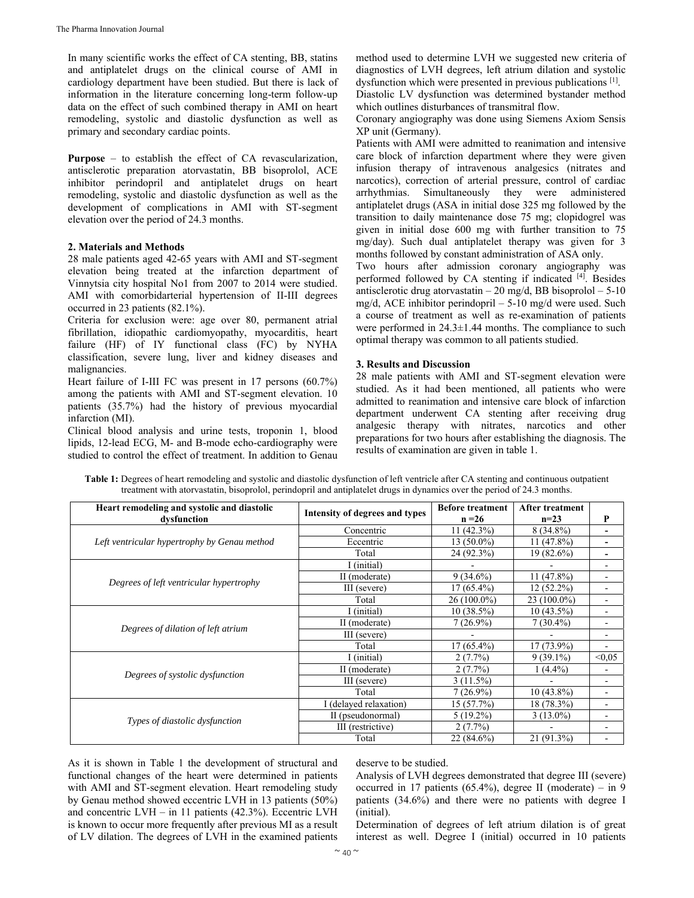In many scientific works the effect of CA stenting, BB, statins and antiplatelet drugs on the clinical course of AMI in cardiology department have been studied. But there is lack of information in the literature concerning long-term follow-up data on the effect of such combined therapy in AMI on heart remodeling, systolic and diastolic dysfunction as well as primary and secondary cardiac points.

**Purpose** – to establish the effect of CA revascularization, antisclerotic preparation atorvastatin, BB bisoprolol, ACE inhibitor perindopril and antiplatelet drugs on heart remodeling, systolic and diastolic dysfunction as well as the development of complications in AMI with ST-segment elevation over the period of 24.3 months.

## 2. Materials and Methods

28 male patients aged 42-65 years with AMI and ST-segment elevation being treated at the infarction department of Vinnytsia city hospital No1 from 2007 to 2014 were studied. AMI with comorbidarterial hypertension of II-III degrees occurred in 23 patients (82.1%).

Criteria for exclusion were: age over 80, permanent atrial fibrillation, idiopathic cardiomyopathy, myocarditis, heart failure (HF) of IY functional class (FC) by NYHA classification, severe lung, liver and kidney diseases and malignancies.

Heart failure of I-III FC was present in 17 persons (60.7%) among the patients with AMI and ST-segment elevation. 10 patients (35.7%) had the history of previous myocardial infarction (MI).

Clinical blood analysis and urine tests, troponin 1, blood lipids, 12-lead ECG, M- and B-mode echo-cardiography were studied to control the effect of treatment. In addition to Genau method used to determine LVH we suggested new criteria of diagnostics of LVH degrees, left atrium dilation and systolic dysfunction which were presented in previous publications [1].

Diastolic LV dysfunction was determined bystander method which outlines disturbances of transmitral flow.

Coronary angiography was done using Siemens Axiom Sensis XP unit (Germany).

Patients with AMI were admitted to reanimation and intensive care block of infarction department where they were given infusion therapy of intravenous analgesics (nitrates and narcotics), correction of arterial pressure, control of cardiac arrhythmias. Simultaneously they were administered antiplatelet drugs (ASA in initial dose 325 mg followed by the transition to daily maintenance dose 75 mg; clopidogrel was given in initial dose 600 mg with further transition to 75 mg/day). Such dual antiplatelet therapy was given for 3 months followed by constant administration of ASA only.

Two hours after admission coronary angiography was performed followed by CA stenting if indicated [4]. Besides antisclerotic drug atorvastatin – 20 mg/d, BB bisoprolol – 5-10 mg/d, ACE inhibitor perindopril – 5-10 mg/d were used. Such a course of treatment as well as re-examination of patients were performed in 24.3±1.44 months. The compliance to such optimal therapy was common to all patients studied.

## 3. Results and Discussion

28 male patients with AMI and ST-segment elevation were studied. As it had been mentioned, all patients who were admitted to reanimation and intensive care block of infarction department underwent CA stenting after receiving drug analgesic therapy with nitrates, narcotics and other preparations for two hours after establishing the diagnosis. The results of examination are given in table 1.

**Table 1:** Degrees of heart remodeling and systolic and diastolic dysfunction of left ventricle after CA stenting and continuous outpatient treatment with atorvastatin, bisoprolol, perindopril and antiplatelet drugs in dynamics over the period of 24.3 months.

| Heart remodeling and systolic and diastolic dysfunction | Intensity of degrees and types | Before treatment n =26 | After treatment n=23 | P |
|---|---|---|---|---|
| *Left ventricular hypertrophy by Genau method* | Concentric | 11 (42.3%) | 8 (34.8%) | - |
| | Eccentric | 13 (50.0%) | 11 (47.8%) | - |
| | Total | 24 (92.3%) | 19 (82.6%) | - |
| *Degrees of left ventricular hypertrophy* | I (initial) | - | - | - |
| | II (moderate) | 9 (34.6%) | 11 (47.8%) | - |
| | III (severe) | 17 (65.4%) | 12 (52.2%) | - |
| | Total | 26 (100.0%) | 23 (100.0%) | - |
| *Degrees of dilation of left atrium* | I (initial) | 10 (38.5%) | 10 (43.5%) | - |
| | II (moderate) | 7 (26.9%) | 7 (30.4%) | - |
| | III (severe) | - | - | - |
| | Total | 17 (65.4%) | 17 (73.9%) | - |
| *Degrees of systolic dysfunction* | I (initial) | 2 (7.7%) | 9 (39.1%) | <0,05 |
| | II (moderate) | 2 (7.7%) | 1 (4.4%) | - |
| | III (severe) | 3 (11.5%) | - | - |
| | Total | 7 (26.9%) | 10 (43.8%) | - |
| *Types of diastolic dysfunction* | I (delayed relaxation) | 15 (57.7%) | 18 (78.3%) | - |
| | II (pseudonormal) | 5 (19.2%) | 3 (13.0%) | - |
| | III (restrictive) | 2 (7.7%) | - | - |
| | Total | 22 (84.6%) | 21 (91.3%) | - |

As it is shown in Table 1 the development of structural and functional changes of the heart were determined in patients with AMI and ST-segment elevation. Heart remodeling study by Genau method showed eccentric LVH in 13 patients (50%) and concentric LVH – in 11 patients (42.3%). Eccentric LVH is known to occur more frequently after previous MI as a result of LV dilation. The degrees of LVH in the examined patients deserve to be studied.

Analysis of LVH degrees demonstrated that degree III (severe) occurred in 17 patients (65.4%), degree II (moderate) – in 9 patients (34.6%) and there were no patients with degree I (initial).

Determination of degrees of left atrium dilation is of great interest as well. Degree I (initial) occurred in 10 patients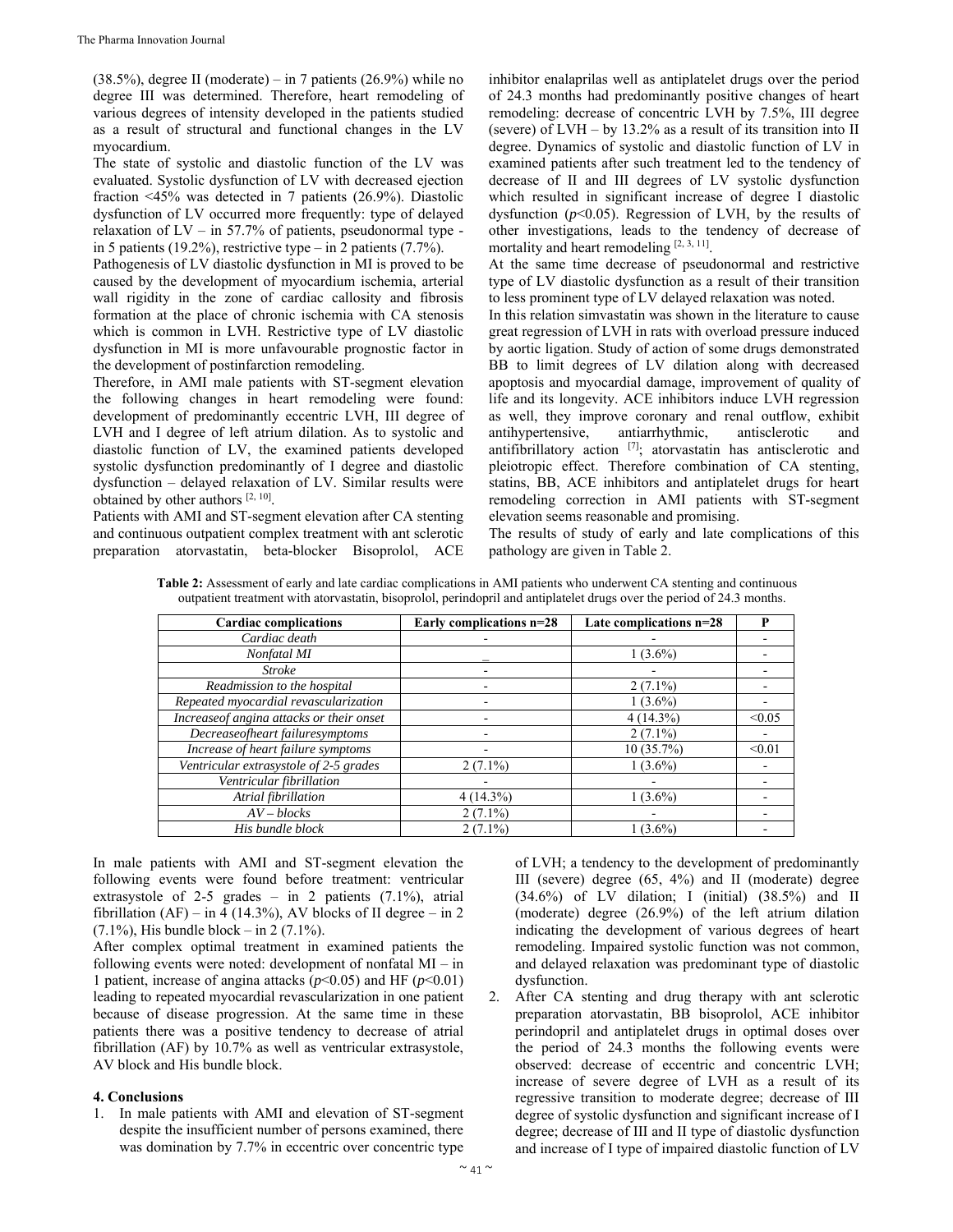(38.5%), degree II (moderate) – in 7 patients (26.9%) while no degree III was determined. Therefore, heart remodeling of various degrees of intensity developed in the patients studied as a result of structural and functional changes in the LV myocardium.

The state of systolic and diastolic function of the LV was evaluated. Systolic dysfunction of LV with decreased ejection fraction <45% was detected in 7 patients (26.9%). Diastolic dysfunction of LV occurred more frequently: type of delayed relaxation of LV – in 57.7% of patients, pseudonormal type - in 5 patients (19.2%), restrictive type – in 2 patients (7.7%).

Pathogenesis of LV diastolic dysfunction in MI is proved to be caused by the development of myocardium ischemia, arterial wall rigidity in the zone of cardiac callosity and fibrosis formation at the place of chronic ischemia with CA stenosis which is common in LVH. Restrictive type of LV diastolic dysfunction in MI is more unfavourable prognostic factor in the development of postinfarction remodeling.

Therefore, in AMI male patients with ST-segment elevation the following changes in heart remodeling were found: development of predominantly eccentric LVH, III degree of LVH and I degree of left atrium dilation. As to systolic and diastolic function of LV, the examined patients developed systolic dysfunction predominantly of I degree and diastolic dysfunction – delayed relaxation of LV. Similar results were obtained by other authors [2, 10].

Patients with AMI and ST-segment elevation after CA stenting and continuous outpatient complex treatment with ant sclerotic preparation atorvastatin, beta-blocker Bisoprolol, ACE inhibitor enalaprilas well as antiplatelet drugs over the period of 24.3 months had predominantly positive changes of heart remodeling: decrease of concentric LVH by 7.5%, III degree (severe) of LVH – by 13.2% as a result of its transition into II degree. Dynamics of systolic and diastolic function of LV in examined patients after such treatment led to the tendency of decrease of II and III degrees of LV systolic dysfunction which resulted in significant increase of degree I diastolic dysfunction ($p<0.05$). Regression of LVH, by the results of other investigations, leads to the tendency of decrease of mortality and heart remodeling [2, 3, 11].

At the same time decrease of pseudonormal and restrictive type of LV diastolic dysfunction as a result of their transition to less prominent type of LV delayed relaxation was noted.

In this relation simvastatin was shown in the literature to cause great regression of LVH in rats with overload pressure induced by aortic ligation. Study of action of some drugs demonstrated BB to limit degrees of LV dilation along with decreased apoptosis and myocardial damage, improvement of quality of life and its longevity. ACE inhibitors induce LVH regression as well, they improve coronary and renal outflow, exhibit antihypertensive, antiarrhythmic, antisclerotic and antifibrillatory action [7]; atorvastatin has antisclerotic and pleiotropic effect. Therefore combination of CA stenting, statins, BB, ACE inhibitors and antiplatelet drugs for heart remodeling correction in AMI patients with ST-segment elevation seems reasonable and promising.

The results of study of early and late complications of this pathology are given in Table 2.

**Table 2:** Assessment of early and late cardiac complications in AMI patients who underwent CA stenting and continuous outpatient treatment with atorvastatin, bisoprolol, perindopril and antiplatelet drugs over the period of 24.3 months.

| Cardiac complications | Early complications n=28 | Late complications n=28 | P |
|---|---|---|---|
| *Cardiac death* | - | - | - |
| *Nonfatal MI* | _ | 1 (3.6%) | - |
| *Stroke* | - | - | - |
| *Readmission to the hospital* | - | 2 (7.1%) | - |
| *Repeated myocardial revascularization* | - | 1 (3.6%) | - |
| *Increaseof angina attacks or their onset* | - | 4 (14.3%) | <0.05 |
| *Decreaseofheart failuresymptoms* | - | 2 (7.1%) | - |
| *Increase of heart failure symptoms* | - | 10 (35.7%) | <0.01 |
| *Ventricular extrasystole of 2-5 grades* | 2 (7.1%) | 1 (3.6%) | - |
| *Ventricular fibrillation* | - | - | - |
| *Atrial fibrillation* | 4 (14.3%) | 1 (3.6%) | - |
| *AV – blocks* | 2 (7.1%) | - | - |
| *His bundle block* | 2 (7.1%) | 1 (3.6%) | - |

In male patients with AMI and ST-segment elevation the following events were found before treatment: ventricular extrasystole of 2-5 grades – in 2 patients (7.1%), atrial fibrillation (AF) – in 4 (14.3%), AV blocks of II degree – in 2 (7.1%), His bundle block – in 2 (7.1%).

After complex optimal treatment in examined patients the following events were noted: development of nonfatal MI – in 1 patient, increase of angina attacks ($p<0.05$) and HF ($p<0.01$) leading to repeated myocardial revascularization in one patient because of disease progression. At the same time in these patients there was a positive tendency to decrease of atrial fibrillation (AF) by 10.7% as well as ventricular extrasystole, AV block and His bundle block.

## 4. Conclusions

1. In male patients with AMI and elevation of ST-segment despite the insufficient number of persons examined, there was domination by 7.7% in eccentric over concentric type of LVH; a tendency to the development of predominantly III (severe) degree (65, 4%) and II (moderate) degree (34.6%) of LV dilation; I (initial) (38.5%) and II (moderate) degree (26.9%) of the left atrium dilation indicating the development of various degrees of heart remodeling. Impaired systolic function was not common, and delayed relaxation was predominant type of diastolic dysfunction.
2. After CA stenting and drug therapy with ant sclerotic preparation atorvastatin, BB bisoprolol, ACE inhibitor perindopril and antiplatelet drugs in optimal doses over the period of 24.3 months the following events were observed: decrease of eccentric and concentric LVH; increase of severe degree of LVH as a result of its regressive transition to moderate degree; decrease of III degree of systolic dysfunction and significant increase of I degree; decrease of III and II type of diastolic dysfunction and increase of I type of impaired diastolic function of LV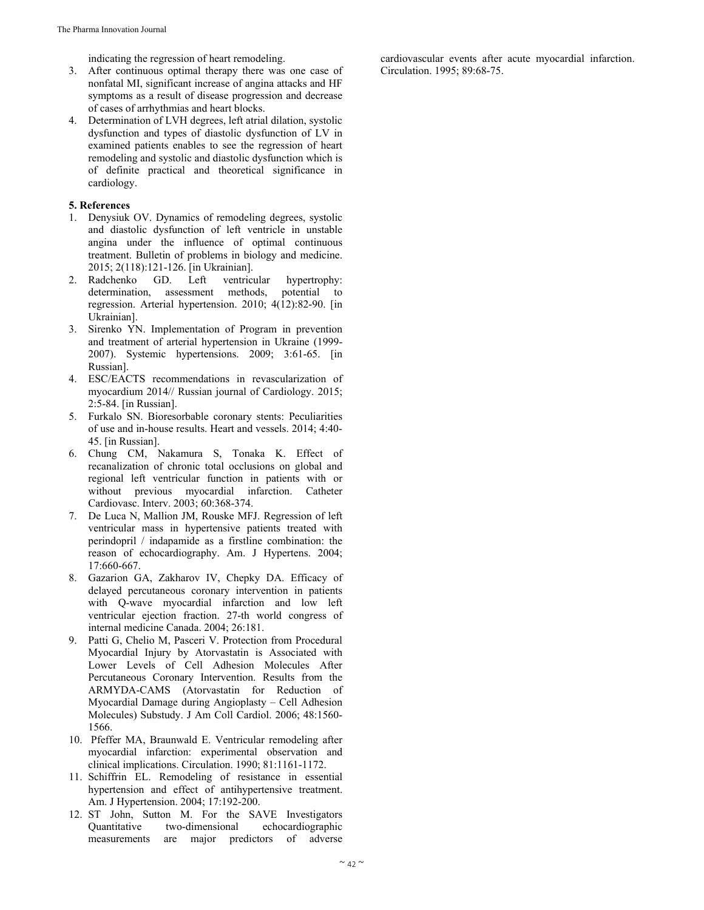indicating the regression of heart remodeling.

3. After continuous optimal therapy there was one case of nonfatal MI, significant increase of angina attacks and HF symptoms as a result of disease progression and decrease of cases of arrhythmias and heart blocks.
4. Determination of LVH degrees, left atrial dilation, systolic dysfunction and types of diastolic dysfunction of LV in examined patients enables to see the regression of heart remodeling and systolic and diastolic dysfunction which is of definite practical and theoretical significance in cardiology.

## 5. References

1. Denysiuk OV. Dynamics of remodeling degrees, systolic and diastolic dysfunction of left ventricle in unstable angina under the influence of optimal continuous treatment. Bulletin of problems in biology and medicine. 2015; 2(118):121-126. [in Ukrainian].
2. Radchenko GD. Left ventricular hypertrophy: determination, assessment methods, potential to regression. Arterial hypertension. 2010; 4(12):82-90. [in Ukrainian].
3. Sirenko YN. Implementation of Program in prevention and treatment of arterial hypertension in Ukraine (1999-2007). Systemic hypertensions. 2009; 3:61-65. [in Russian].
4. ESC/EACTS recommendations in revascularization of myocardium 2014// Russian journal of Cardiology. 2015; 2:5-84. [in Russian].
5. Furkalo SN. Bioresorbable coronary stents: Peculiarities of use and in-house results. Heart and vessels. 2014; 4:40-45. [in Russian].
6. Chung CM, Nakamura S, Tonaka K. Effect of recanalization of chronic total occlusions on global and regional left ventricular function in patients with or without previous myocardial infarction. Catheter Cardiovasc. Interv. 2003; 60:368-374.
7. De Luca N, Mallion JM, Rouske MFJ. Regression of left ventricular mass in hypertensive patients treated with perindopril / indapamide as a firstline combination: the reason of echocardiography. Am. J Hypertens. 2004; 17:660-667.
8. Gazarion GA, Zakharov IV, Chepky DA. Efficacy of delayed percutaneous coronary intervention in patients with Q-wave myocardial infarction and low left ventricular ejection fraction. 27-th world congress of internal medicine Canada. 2004; 26:181.
9. Patti G, Chelio M, Pasceri V. Protection from Procedural Myocardial Injury by Atorvastatin is Associated with Lower Levels of Cell Adhesion Molecules After Percutaneous Coronary Intervention. Results from the ARMYDA-CAMS (Atorvastatin for Reduction of Myocardial Damage during Angioplasty – Cell Adhesion Molecules) Substudy. J Am Coll Cardiol. 2006; 48:1560-1566.
10. Pfeffer MA, Braunwald E. Ventricular remodeling after myocardial infarction: experimental observation and clinical implications. Circulation. 1990; 81:1161-1172.
11. Schiffrin EL. Remodeling of resistance in essential hypertension and effect of antihypertensive treatment. Am. J Hypertension. 2004; 17:192-200.
12. ST John, Sutton M. For the SAVE Investigators Quantitative two-dimensional echocardiographic measurements are major predictors of adverse cardiovascular events after acute myocardial infarction. Circulation. 1995; 89:68-75.